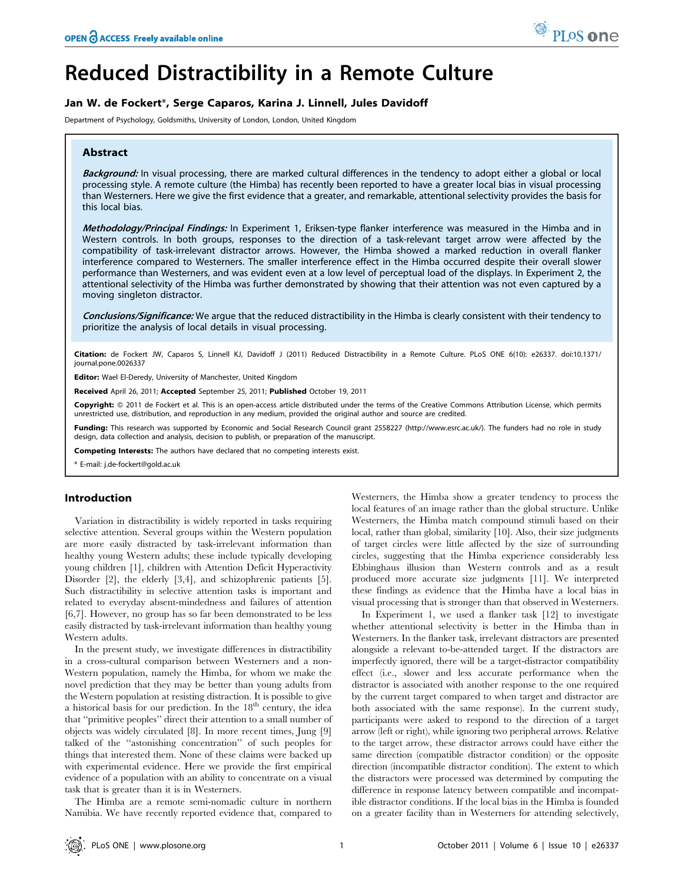# Reduced Distractibility in a Remote Culture

**Jan W. de Fockert\*, Serge Caparos, Karina J. Linnell, Jules Davidoff**

Department of Psychology, Goldsmiths, University of London, London, United Kingdom

## Abstract

***Background:*** In visual processing, there are marked cultural differences in the tendency to adopt either a global or local processing style. A remote culture (the Himba) has recently been reported to have a greater local bias in visual processing than Westerners. Here we give the first evidence that a greater, and remarkable, attentional selectivity provides the basis for this local bias.

***Methodology/Principal Findings:*** In Experiment 1, Eriksen-type flanker interference was measured in the Himba and in Western controls. In both groups, responses to the direction of a task-relevant target arrow were affected by the compatibility of task-irrelevant distractor arrows. However, the Himba showed a marked reduction in overall flanker interference compared to Westerners. The smaller interference effect in the Himba occurred despite their overall slower performance than Westerners, and was evident even at a low level of perceptual load of the displays. In Experiment 2, the attentional selectivity of the Himba was further demonstrated by showing that their attention was not even captured by a moving singleton distractor.

***Conclusions/Significance:*** We argue that the reduced distractibility in the Himba is clearly consistent with their tendency to prioritize the analysis of local details in visual processing.

**Citation:** de Fockert JW, Caparos S, Linnell KJ, Davidoff J (2011) Reduced Distractibility in a Remote Culture. PLoS ONE 6(10): e26337. doi:10.1371/journal.pone.0026337

**Editor:** Wael El-Deredy, University of Manchester, United Kingdom

**Received** April 26, 2011; **Accepted** September 25, 2011; **Published** October 19, 2011

**Copyright:** © 2011 de Fockert et al. This is an open-access article distributed under the terms of the Creative Commons Attribution License, which permits unrestricted use, distribution, and reproduction in any medium, provided the original author and source are credited.

**Funding:** This research was supported by Economic and Social Research Council grant 2558227 (http://www.esrc.ac.uk/). The funders had no role in study design, data collection and analysis, decision to publish, or preparation of the manuscript.

**Competing Interests:** The authors have declared that no competing interests exist.

\* E-mail: j.de-fockert@gold.ac.uk

## Introduction

Variation in distractibility is widely reported in tasks requiring selective attention. Several groups within the Western population are more easily distracted by task-irrelevant information than healthy young Western adults; these include typically developing young children [1], children with Attention Deficit Hyperactivity Disorder [2], the elderly [3,4], and schizophrenic patients [5]. Such distractibility in selective attention tasks is important and related to everyday absent-mindedness and failures of attention [6,7]. However, no group has so far been demonstrated to be less easily distracted by task-irrelevant information than healthy young Western adults.

In the present study, we investigate differences in distractibility in a cross-cultural comparison between Westerners and a non-Western population, namely the Himba, for whom we make the novel prediction that they may be better than young adults from the Western population at resisting distraction. It is possible to give a historical basis for our prediction. In the 18th century, the idea that "primitive peoples" direct their attention to a small number of objects was widely circulated [8]. In more recent times, Jung [9] talked of the "astonishing concentration" of such peoples for things that interested them. None of these claims were backed up with experimental evidence. Here we provide the first empirical evidence of a population with an ability to concentrate on a visual task that is greater than it is in Westerners.

The Himba are a remote semi-nomadic culture in northern Namibia. We have recently reported evidence that, compared to Westerners, the Himba show a greater tendency to process the local features of an image rather than the global structure. Unlike Westerners, the Himba match compound stimuli based on their local, rather than global, similarity [10]. Also, their size judgments of target circles were little affected by the size of surrounding circles, suggesting that the Himba experience considerably less Ebbinghaus illusion than Western controls and as a result produced more accurate size judgments [11]. We interpreted these findings as evidence that the Himba have a local bias in visual processing that is stronger than that observed in Westerners.

In Experiment 1, we used a flanker task [12] to investigate whether attentional selectivity is better in the Himba than in Westerners. In the flanker task, irrelevant distractors are presented alongside a relevant to-be-attended target. If the distractors are imperfectly ignored, there will be a target-distractor compatibility effect (i.e., slower and less accurate performance when the distractor is associated with another response to the one required by the current target compared to when target and distractor are both associated with the same response). In the current study, participants were asked to respond to the direction of a target arrow (left or right), while ignoring two peripheral arrows. Relative to the target arrow, these distractor arrows could have either the same direction (compatible distractor condition) or the opposite direction (incompatible distractor condition). The extent to which the distractors were processed was determined by computing the difference in response latency between compatible and incompatible distractor conditions. If the local bias in the Himba is founded on a greater facility than in Westerners for attending selectively,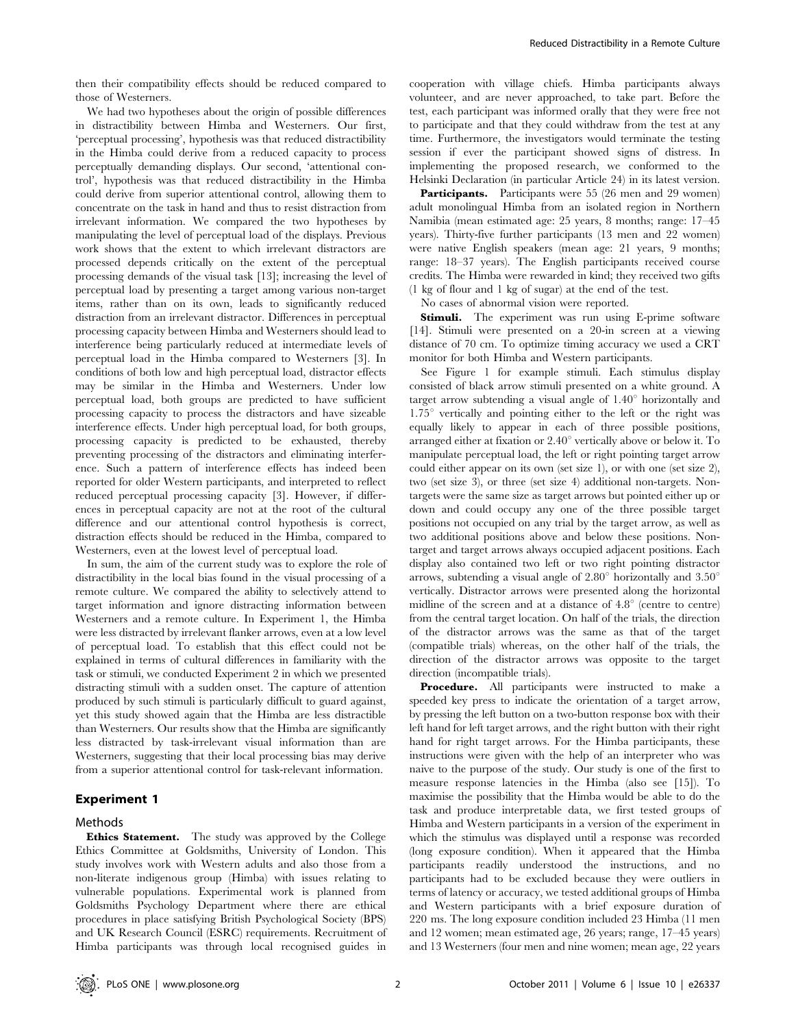then their compatibility effects should be reduced compared to those of Westerners.

We had two hypotheses about the origin of possible differences in distractibility between Himba and Westerners. Our first, 'perceptual processing', hypothesis was that reduced distractibility in the Himba could derive from a reduced capacity to process perceptually demanding displays. Our second, 'attentional control', hypothesis was that reduced distractibility in the Himba could derive from superior attentional control, allowing them to concentrate on the task in hand and thus to resist distraction from irrelevant information. We compared the two hypotheses by manipulating the level of perceptual load of the displays. Previous work shows that the extent to which irrelevant distractors are processed depends critically on the extent of the perceptual processing demands of the visual task [13]; increasing the level of perceptual load by presenting a target among various non-target items, rather than on its own, leads to significantly reduced distraction from an irrelevant distractor. Differences in perceptual processing capacity between Himba and Westerners should lead to interference being particularly reduced at intermediate levels of perceptual load in the Himba compared to Westerners [3]. In conditions of both low and high perceptual load, distractor effects may be similar in the Himba and Westerners. Under low perceptual load, both groups are predicted to have sufficient processing capacity to process the distractors and have sizeable interference effects. Under high perceptual load, for both groups, processing capacity is predicted to be exhausted, thereby preventing processing of the distractors and eliminating interference. Such a pattern of interference effects has indeed been reported for older Western participants, and interpreted to reflect reduced perceptual processing capacity [3]. However, if differences in perceptual capacity are not at the root of the cultural difference and our attentional control hypothesis is correct, distraction effects should be reduced in the Himba, compared to Westerners, even at the lowest level of perceptual load.

In sum, the aim of the current study was to explore the role of distractibility in the local bias found in the visual processing of a remote culture. We compared the ability to selectively attend to target information and ignore distracting information between Westerners and a remote culture. In Experiment 1, the Himba were less distracted by irrelevant flanker arrows, even at a low level of perceptual load. To establish that this effect could not be explained in terms of cultural differences in familiarity with the task or stimuli, we conducted Experiment 2 in which we presented distracting stimuli with a sudden onset. The capture of attention produced by such stimuli is particularly difficult to guard against, yet this study showed again that the Himba are less distractible than Westerners. Our results show that the Himba are significantly less distracted by task-irrelevant visual information than are Westerners, suggesting that their local processing bias may derive from a superior attentional control for task-relevant information.

## Experiment 1

### Methods

**Ethics Statement.** The study was approved by the College Ethics Committee at Goldsmiths, University of London. This study involves work with Western adults and also those from a non-literate indigenous group (Himba) with issues relating to vulnerable populations. Experimental work is planned from Goldsmiths Psychology Department where there are ethical procedures in place satisfying British Psychological Society (BPS) and UK Research Council (ESRC) requirements. Recruitment of Himba participants was through local recognised guides in cooperation with village chiefs. Himba participants always volunteer, and are never approached, to take part. Before the test, each participant was informed orally that they were free not to participate and that they could withdraw from the test at any time. Furthermore, the investigators would terminate the testing session if ever the participant showed signs of distress. In implementing the proposed research, we conformed to the Helsinki Declaration (in particular Article 24) in its latest version.

**Participants.** Participants were 55 (26 men and 29 women) adult monolingual Himba from an isolated region in Northern Namibia (mean estimated age: 25 years, 8 months; range: 17–45 years). Thirty-five further participants (13 men and 22 women) were native English speakers (mean age: 21 years, 9 months; range: 18–37 years). The English participants received course credits. The Himba were rewarded in kind; they received two gifts (1 kg of flour and 1 kg of sugar) at the end of the test.

No cases of abnormal vision were reported.

**Stimuli.** The experiment was run using E-prime software [14]. Stimuli were presented on a 20-in screen at a viewing distance of 70 cm. To optimize timing accuracy we used a CRT monitor for both Himba and Western participants.

See Figure 1 for example stimuli. Each stimulus display consisted of black arrow stimuli presented on a white ground. A target arrow subtending a visual angle of 1.40° horizontally and 1.75° vertically and pointing either to the left or the right was equally likely to appear in each of three possible positions, arranged either at fixation or 2.40° vertically above or below it. To manipulate perceptual load, the left or right pointing target arrow could either appear on its own (set size 1), or with one (set size 2), two (set size 3), or three (set size 4) additional non-targets. Non-targets were the same size as target arrows but pointed either up or down and could occupy any one of the three possible target positions not occupied on any trial by the target arrow, as well as two additional positions above and below these positions. Non-target and target arrows always occupied adjacent positions. Each display also contained two left or two right pointing distractor arrows, subtending a visual angle of 2.80° horizontally and 3.50° vertically. Distractor arrows were presented along the horizontal midline of the screen and at a distance of 4.8° (centre to centre) from the central target location. On half of the trials, the direction of the distractor arrows was the same as that of the target (compatible trials) whereas, on the other half of the trials, the direction of the distractor arrows was opposite to the target direction (incompatible trials).

**Procedure.** All participants were instructed to make a speeded key press to indicate the orientation of a target arrow, by pressing the left button on a two-button response box with their left hand for left target arrows, and the right button with their right hand for right target arrows. For the Himba participants, these instructions were given with the help of an interpreter who was naive to the purpose of the study. Our study is one of the first to measure response latencies in the Himba (also see [15]). To maximise the possibility that the Himba would be able to do the task and produce interpretable data, we first tested groups of Himba and Western participants in a version of the experiment in which the stimulus was displayed until a response was recorded (long exposure condition). When it appeared that the Himba participants readily understood the instructions, and no participants had to be excluded because they were outliers in terms of latency or accuracy, we tested additional groups of Himba and Western participants with a brief exposure duration of 220 ms. The long exposure condition included 23 Himba (11 men and 12 women; mean estimated age, 26 years; range, 17–45 years) and 13 Westerners (four men and nine women; mean age, 22 years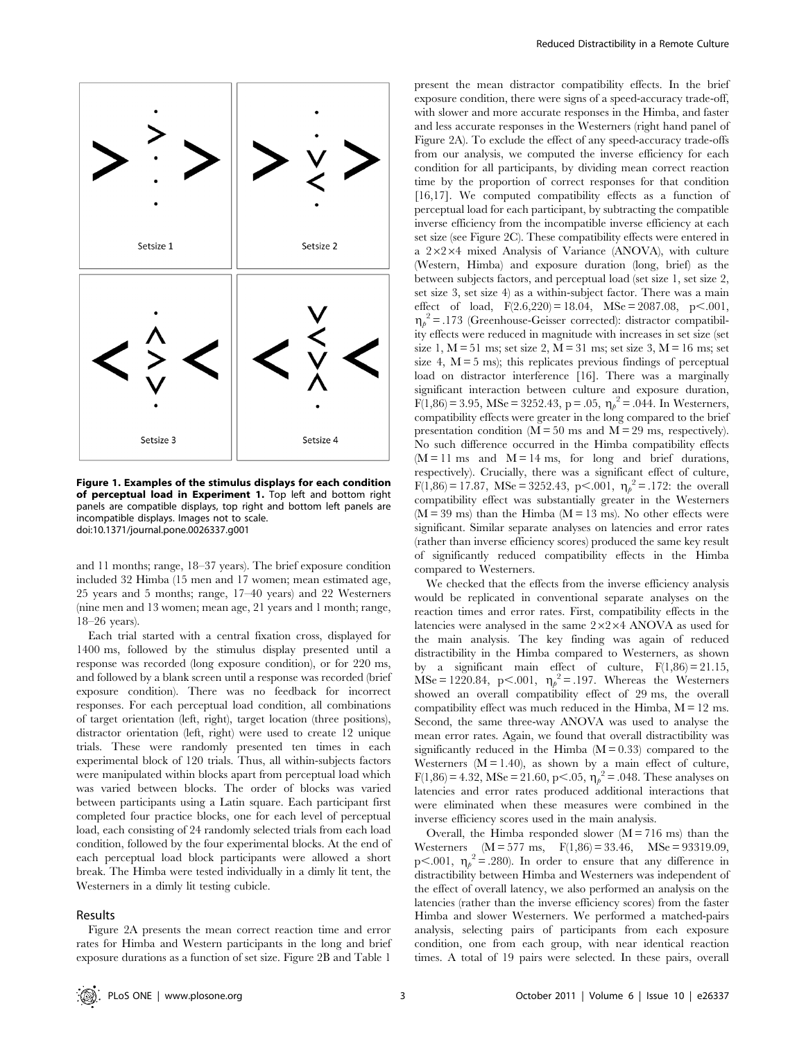Figure 1. Examples of the stimulus displays for each condition of perceptual load in Experiment 1. Top left and bottom right panels are compatible displays, top right and bottom left panels are incompatible displays. Images not to scale.
doi:10.1371/journal.pone.0026337.g001

and 11 months; range, 18–37 years). The brief exposure condition included 32 Himba (15 men and 17 women; mean estimated age, 25 years and 5 months; range, 17–40 years) and 22 Westerners (nine men and 13 women; mean age, 21 years and 1 month; range, 18–26 years).

Each trial started with a central fixation cross, displayed for 1400 ms, followed by the stimulus display presented until a response was recorded (long exposure condition), or for 220 ms, and followed by a blank screen until a response was recorded (brief exposure condition). There was no feedback for incorrect responses. For each perceptual load condition, all combinations of target orientation (left, right), target location (three positions), distractor orientation (left, right) were used to create 12 unique trials. These were randomly presented ten times in each experimental block of 120 trials. Thus, all within-subjects factors were manipulated within blocks apart from perceptual load which was varied between blocks. The order of blocks was varied between participants using a Latin square. Each participant first completed four practice blocks, one for each level of perceptual load, each consisting of 24 randomly selected trials from each load condition, followed by the four experimental blocks. At the end of each perceptual load block participants were allowed a short break. The Himba were tested individually in a dimly lit tent, the Westerners in a dimly lit testing cubicle.

## Results

Figure 2A presents the mean correct reaction time and error rates for Himba and Western participants in the long and brief exposure durations as a function of set size. Figure 2B and Table 1 present the mean distractor compatibility effects. In the brief exposure condition, there were signs of a speed-accuracy trade-off, with slower and more accurate responses in the Himba, and faster and less accurate responses in the Westerners (right hand panel of Figure 2A). To exclude the effect of any speed-accuracy trade-offs from our analysis, we computed the inverse efficiency for each condition for all participants, by dividing mean correct reaction time by the proportion of correct responses for that condition [16,17]. We computed compatibility effects as a function of perceptual load for each participant, by subtracting the compatible inverse efficiency from the incompatible inverse efficiency at each set size (see Figure 2C). These compatibility effects were entered in a $2\times2\times4$ mixed Analysis of Variance (ANOVA), with culture (Western, Himba) and exposure duration (long, brief) as the between subjects factors, and perceptual load (set size 1, set size 2, set size 3, set size 4) as a within-subject factor. There was a main effect of load, $F(2.6,220) = 18.04$, $MSe = 2087.08$, $p<.001$, $\eta_p^2 = .173$ (Greenhouse-Geisser corrected): distractor compatibility effects were reduced in magnitude with increases in set size (set size 1, M = 51 ms; set size 2, M = 31 ms; set size 3, M = 16 ms; set size 4, M = 5 ms); this replicates previous findings of perceptual load on distractor interference [16]. There was a marginally significant interaction between culture and exposure duration, $F(1,86) = 3.95$, $MSe = 3252.43$, $p = .05$, $\eta_p^2 = .044$. In Westerners, compatibility effects were greater in the long compared to the brief presentation condition (M = 50 ms and M = 29 ms, respectively). No such difference occurred in the Himba compatibility effects (M = 11 ms and M = 14 ms, for long and brief durations, respectively). Crucially, there was a significant effect of culture, $F(1,86) = 17.87$, $MSe = 3252.43$, $p<.001$, $\eta_p^2 = .172$: the overall compatibility effect was substantially greater in the Westerners (M = 39 ms) than the Himba (M = 13 ms). No other effects were significant. Similar separate analyses on latencies and error rates (rather than inverse efficiency scores) produced the same key result of significantly reduced compatibility effects in the Himba compared to Westerners.

We checked that the effects from the inverse efficiency analysis would be replicated in conventional separate analyses on the reaction times and error rates. First, compatibility effects in the latencies were analysed in the same $2\times2\times4$ ANOVA as used for the main analysis. The key finding was again of reduced distractibility in the Himba compared to Westerners, as shown by a significant main effect of culture, $F(1,86) = 21.15$, $MSe = 1220.84$, $p<.001$, $\eta_p^2 = .197$. Whereas the Westerners showed an overall compatibility effect of 29 ms, the overall compatibility effect was much reduced in the Himba, M = 12 ms. Second, the same three-way ANOVA was used to analyse the mean error rates. Again, we found that overall distractibility was significantly reduced in the Himba (M = 0.33) compared to the Westerners (M = 1.40), as shown by a main effect of culture, $F(1,86) = 4.32$, $MSe = 21.60$, $p<.05$, $\eta_p^2 = .048$. These analyses on latencies and error rates produced additional interactions that were eliminated when these measures were combined in the inverse efficiency scores used in the main analysis.

Overall, the Himba responded slower (M = 716 ms) than the Westerners (M = 577 ms, $F(1,86) = 33.46$, $MSe = 93319.09$, $p<.001$, $\eta_p^2 = .280$). In order to ensure that any difference in distractibility between Himba and Westerners was independent of the effect of overall latency, we also performed an analysis on the latencies (rather than the inverse efficiency scores) from the faster Himba and slower Westerners. We performed a matched-pairs analysis, selecting pairs of participants from each exposure condition, one from each group, with near identical reaction times. A total of 19 pairs were selected. In these pairs, overall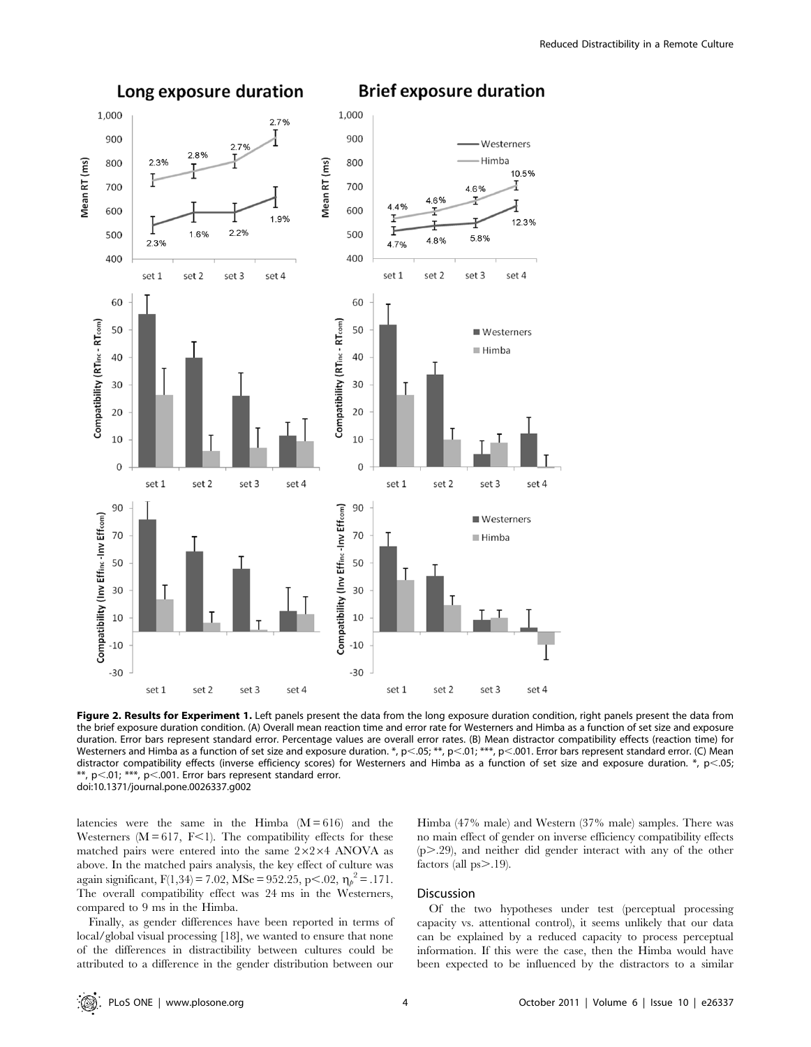**Figure 2. Results for Experiment 1.** Left panels present the data from the long exposure duration condition, right panels present the data from the brief exposure duration condition. (A) Overall mean reaction time and error rate for Westerners and Himba as a function of set size and exposure duration. Error bars represent standard error. Percentage values are overall error rates. (B) Mean distractor compatibility effects (reaction time) for Westerners and Himba as a function of set size and exposure duration. *, p<.05; **, p<.01; ***, p<.001. Error bars represent standard error. (C) Mean distractor compatibility effects (inverse efficiency scores) for Westerners and Himba as a function of set size and exposure duration. *, p<.05; **, p<.01; ***, p<.001. Error bars represent standard error.
doi:10.1371/journal.pone.0026337.g002

latencies were the same in the Himba (M = 616) and the Westerners (M = 617, F<1). The compatibility effects for these matched pairs were entered into the same 2×2×4 ANOVA as above. In the matched pairs analysis, the key effect of culture was again significant, $F(1,34) = 7.02$, MSe = 952.25, $p<.02$, $\eta_p^2 = .171$. The overall compatibility effect was 24 ms in the Westerners, compared to 9 ms in the Himba.

Finally, as gender differences have been reported in terms of local/global visual processing [18], we wanted to ensure that none of the differences in distractibility between cultures could be attributed to a difference in the gender distribution between our Himba (47% male) and Western (37% male) samples. There was no main effect of gender on inverse efficiency compatibility effects (p>.29), and neither did gender interact with any of the other factors (all ps>.19).

### Discussion

Of the two hypotheses under test (perceptual processing capacity vs. attentional control), it seems unlikely that our data can be explained by a reduced capacity to process perceptual information. If this were the case, then the Himba would have been expected to be influenced by the distractors to a similar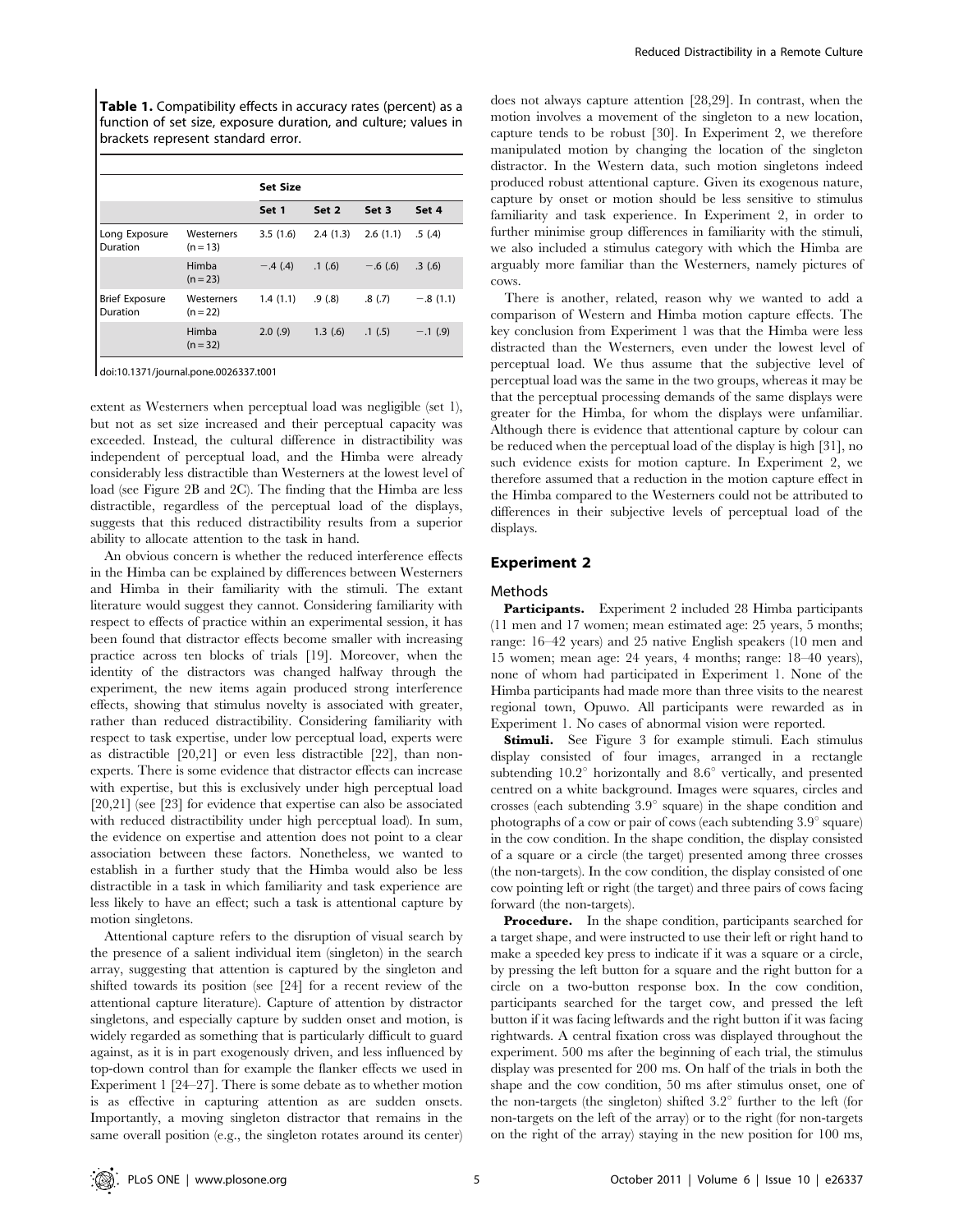**Table 1.** Compatibility effects in accuracy rates (percent) as a function of set size, exposure duration, and culture; values in brackets represent standard error.

| | | Set Size | | | |
|---|---|---|---|---|---|
| | | Set 1 | Set 2 | Set 3 | Set 4 |
| Long Exposure Duration | Westerners (n = 13) | 3.5 (1.6) | 2.4 (1.3) | 2.6 (1.1) | .5 (.4) |
| | Himba (n = 23) | −.4 (.4) | .1 (.6) | −.6 (.6) | .3 (.6) |
| Brief Exposure Duration | Westerners (n = 22) | 1.4 (1.1) | .9 (.8) | .8 (.7) | −.8 (1.1) |
| | Himba (n = 32) | 2.0 (.9) | 1.3 (.6) | .1 (.5) | −.1 (.9) |

doi:10.1371/journal.pone.0026337.t001

extent as Westerners when perceptual load was negligible (set 1), but not as set size increased and their perceptual capacity was exceeded. Instead, the cultural difference in distractibility was independent of perceptual load, and the Himba were already considerably less distractible than Westerners at the lowest level of load (see Figure 2B and 2C). The finding that the Himba are less distractible, regardless of the perceptual load of the displays, suggests that this reduced distractibility results from a superior ability to allocate attention to the task in hand.

An obvious concern is whether the reduced interference effects in the Himba can be explained by differences between Westerners and Himba in their familiarity with the stimuli. The extant literature would suggest they cannot. Considering familiarity with respect to effects of practice within an experimental session, it has been found that distractor effects become smaller with increasing practice across ten blocks of trials [19]. Moreover, when the identity of the distractors was changed halfway through the experiment, the new items again produced strong interference effects, showing that stimulus novelty is associated with greater, rather than reduced distractibility. Considering familiarity with respect to task expertise, under low perceptual load, experts were as distractible [20,21] or even less distractible [22], than non-experts. There is some evidence that distractor effects can increase with expertise, but this is exclusively under high perceptual load [20,21] (see [23] for evidence that expertise can also be associated with reduced distractibility under high perceptual load). In sum, the evidence on expertise and attention does not point to a clear association between these factors. Nonetheless, we wanted to establish in a further study that the Himba would also be less distractible in a task in which familiarity and task experience are less likely to have an effect; such a task is attentional capture by motion singletons.

Attentional capture refers to the disruption of visual search by the presence of a salient individual item (singleton) in the search array, suggesting that attention is captured by the singleton and shifted towards its position (see [24] for a recent review of the attentional capture literature). Capture of attention by distractor singletons, and especially capture by sudden onset and motion, is widely regarded as something that is particularly difficult to guard against, as it is in part exogenously driven, and less influenced by top-down control than for example the flanker effects we used in Experiment 1 [24–27]. There is some debate as to whether motion is as effective in capturing attention as are sudden onsets. Importantly, a moving singleton distractor that remains in the same overall position (e.g., the singleton rotates around its center) does not always capture attention [28,29]. In contrast, when the motion involves a movement of the singleton to a new location, capture tends to be robust [30]. In Experiment 2, we therefore manipulated motion by changing the location of the singleton distractor. In the Western data, such motion singletons indeed produced robust attentional capture. Given its exogenous nature, capture by onset or motion should be less sensitive to stimulus familiarity and task experience. In Experiment 2, in order to further minimise group differences in familiarity with the stimuli, we also included a stimulus category with which the Himba are arguably more familiar than the Westerners, namely pictures of cows.

There is another, related, reason why we wanted to add a comparison of Western and Himba motion capture effects. The key conclusion from Experiment 1 was that the Himba were less distracted than the Westerners, even under the lowest level of perceptual load. We thus assume that the subjective level of perceptual load was the same in the two groups, whereas it may be that the perceptual processing demands of the same displays were greater for the Himba, for whom the displays were unfamiliar. Although there is evidence that attentional capture by colour can be reduced when the perceptual load of the display is high [31], no such evidence exists for motion capture. In Experiment 2, we therefore assumed that a reduction in the motion capture effect in the Himba compared to the Westerners could not be attributed to differences in their subjective levels of perceptual load of the displays.

## Experiment 2

### Methods

**Participants.** Experiment 2 included 28 Himba participants (11 men and 17 women; mean estimated age: 25 years, 5 months; range: 16–42 years) and 25 native English speakers (10 men and 15 women; mean age: 24 years, 4 months; range: 18–40 years), none of whom had participated in Experiment 1. None of the Himba participants had made more than three visits to the nearest regional town, Opuwo. All participants were rewarded as in Experiment 1. No cases of abnormal vision were reported.

**Stimuli.** See Figure 3 for example stimuli. Each stimulus display consisted of four images, arranged in a rectangle subtending $10.2^\circ$ horizontally and $8.6^\circ$ vertically, and presented centred on a white background. Images were squares, circles and crosses (each subtending $3.9^\circ$ square) in the shape condition and photographs of a cow or pair of cows (each subtending $3.9^\circ$ square) in the cow condition. In the shape condition, the display consisted of a square or a circle (the target) presented among three crosses (the non-targets). In the cow condition, the display consisted of one cow pointing left or right (the target) and three pairs of cows facing forward (the non-targets).

**Procedure.** In the shape condition, participants searched for a target shape, and were instructed to use their left or right hand to make a speeded key press to indicate if it was a square or a circle, by pressing the left button for a square and the right button for a circle on a two-button response box. In the cow condition, participants searched for the target cow, and pressed the left button if it was facing leftwards and the right button if it was facing rightwards. A central fixation cross was displayed throughout the experiment. 500 ms after the beginning of each trial, the stimulus display was presented for 200 ms. On half of the trials in both the shape and the cow condition, 50 ms after stimulus onset, one of the non-targets (the singleton) shifted $3.2^\circ$ further to the left (for non-targets on the left of the array) or to the right (for non-targets on the right of the array) staying in the new position for 100 ms,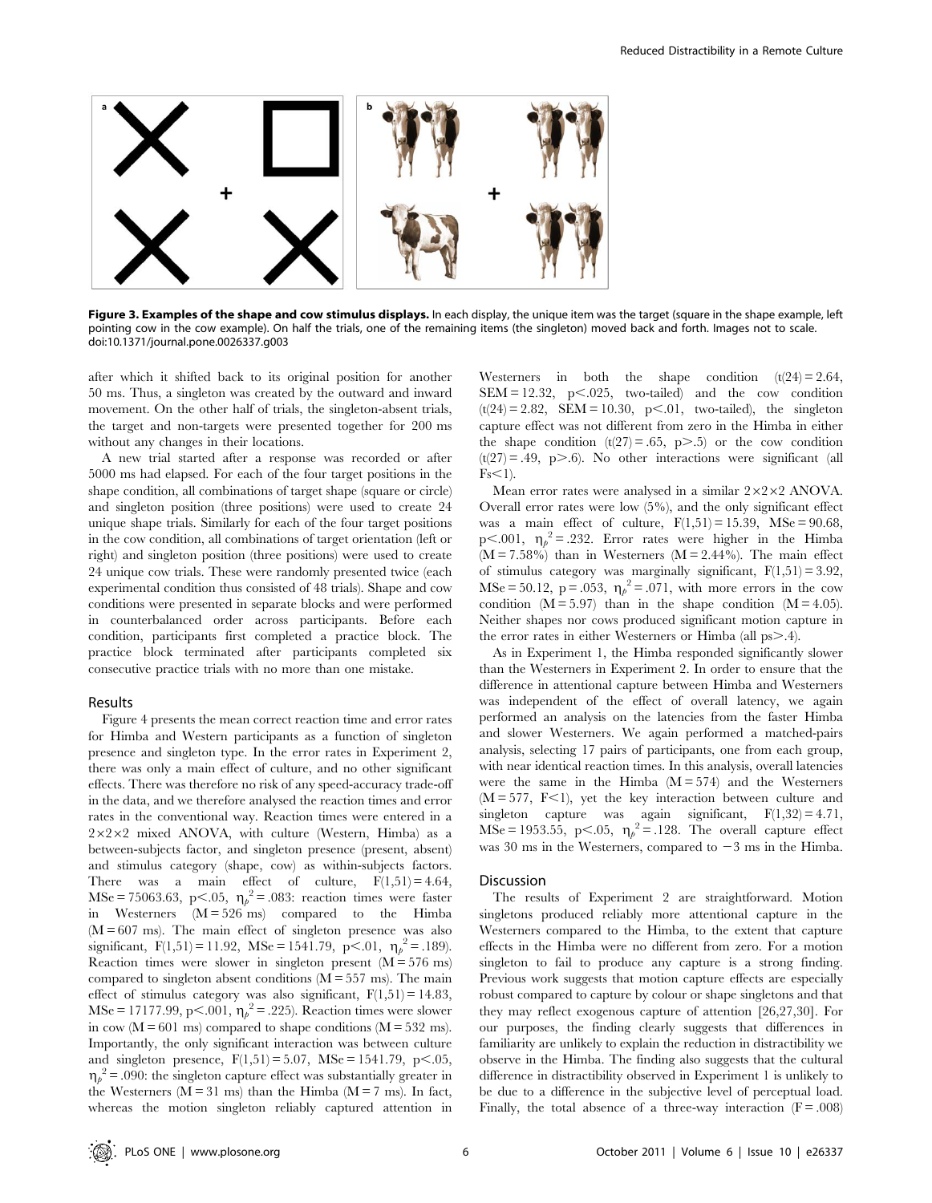**Figure 3. Examples of the shape and cow stimulus displays.** In each display, the unique item was the target (square in the shape example, left pointing cow in the cow example). On half the trials, one of the remaining items (the singleton) moved back and forth. Images not to scale.
doi:10.1371/journal.pone.0026337.g003

after which it shifted back to its original position for another 50 ms. Thus, a singleton was created by the outward and inward movement. On the other half of trials, the singleton-absent trials, the target and non-targets were presented together for 200 ms without any changes in their locations.

A new trial started after a response was recorded or after 5000 ms had elapsed. For each of the four target positions in the shape condition, all combinations of target shape (square or circle) and singleton position (three positions) were used to create 24 unique shape trials. Similarly for each of the four target positions in the cow condition, all combinations of target orientation (left or right) and singleton position (three positions) were used to create 24 unique cow trials. These were randomly presented twice (each experimental condition thus consisted of 48 trials). Shape and cow conditions were presented in separate blocks and were performed in counterbalanced order across participants. Before each condition, participants first completed a practice block. The practice block terminated after participants completed six consecutive practice trials with no more than one mistake.

## Results

Figure 4 presents the mean correct reaction time and error rates for Himba and Western participants as a function of singleton presence and singleton type. In the error rates in Experiment 2, there was only a main effect of culture, and no other significant effects. There was therefore no risk of any speed-accuracy trade-off in the data, and we therefore analysed the reaction times and error rates in the conventional way. Reaction times were entered in a 2×2×2 mixed ANOVA, with culture (Western, Himba) as a between-subjects factor, and singleton presence (present, absent) and stimulus category (shape, cow) as within-subjects factors. There was a main effect of culture, $F(1,51) = 4.64$, MSe = 75063.63, $p < .05$, $\eta_p^2 = .083$: reaction times were faster in Westerners (M = 526 ms) compared to the Himba (M = 607 ms). The main effect of singleton presence was also significant, $F(1,51) = 11.92$, MSe = 1541.79, $p < .01$, $\eta_p^2 = .189$). Reaction times were slower in singleton present (M = 576 ms) compared to singleton absent conditions (M = 557 ms). The main effect of stimulus category was also significant, $F(1,51) = 14.83$, MSe = 17177.99, $p < .001$, $\eta_p^2 = .225$). Reaction times were slower in cow (M = 601 ms) compared to shape conditions (M = 532 ms). Importantly, the only significant interaction was between culture and singleton presence, $F(1,51) = 5.07$, MSe = 1541.79, $p < .05$, $\eta_p^2 = .090$: the singleton capture effect was substantially greater in the Westerners (M = 31 ms) than the Himba (M = 7 ms). In fact, whereas the motion singleton reliably captured attention in Westerners in both the shape condition ($t(24) = 2.64$, SEM = 12.32, $p < .025$, two-tailed) and the cow condition ($t(24) = 2.82$, SEM = 10.30, $p < .01$, two-tailed), the singleton capture effect was not different from zero in the Himba in either the shape condition ($t(27) = .65$, $p > .5$) or the cow condition ($t(27) = .49$, $p > .6$). No other interactions were significant (all $Fs < 1$).

Mean error rates were analysed in a similar 2×2×2 ANOVA. Overall error rates were low (5%), and the only significant effect was a main effect of culture, $F(1,51) = 15.39$, MSe = 90.68, $p < .001$, $\eta_p^2 = .232$. Error rates were higher in the Himba (M = 7.58%) than in Westerners (M = 2.44%). The main effect of stimulus category was marginally significant, $F(1,51) = 3.92$, MSe = 50.12, $p = .053$, $\eta_p^2 = .071$, with more errors in the cow condition (M = 5.97) than in the shape condition (M = 4.05). Neither shapes nor cows produced significant motion capture in the error rates in either Westerners or Himba (all $ps > .4$).

As in Experiment 1, the Himba responded significantly slower than the Westerners in Experiment 2. In order to ensure that the difference in attentional capture between Himba and Westerners was independent of the effect of overall latency, we again performed an analysis on the latencies from the faster Himba and slower Westerners. We again performed a matched-pairs analysis, selecting 17 pairs of participants, one from each group, with near identical reaction times. In this analysis, overall latencies were the same in the Himba (M = 574) and the Westerners (M = 577, $F < 1$), yet the key interaction between culture and singleton capture was again significant, $F(1,32) = 4.71$, MSe = 1953.55, $p < .05$, $\eta_p^2 = .128$. The overall capture effect was 30 ms in the Westerners, compared to −3 ms in the Himba.

## Discussion

The results of Experiment 2 are straightforward. Motion singletons produced reliably more attentional capture in the Westerners compared to the Himba, to the extent that capture effects in the Himba were no different from zero. For a motion singleton to fail to produce any capture is a strong finding. Previous work suggests that motion capture effects are especially robust compared to capture by colour or shape singletons and that they may reflect exogenous capture of attention [26,27,30]. For our purposes, the finding clearly suggests that differences in familiarity are unlikely to explain the reduction in distractibility we observe in the Himba. The finding also suggests that the cultural difference in distractibility observed in Experiment 1 is unlikely to be due to a difference in the subjective level of perceptual load. Finally, the total absence of a three-way interaction ($F = .008$)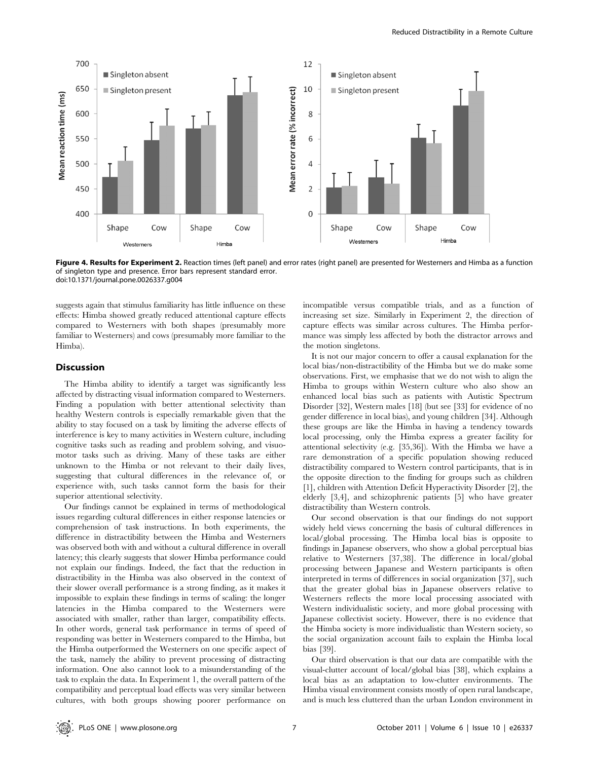**Figure 4. Results for Experiment 2.** Reaction times (left panel) and error rates (right panel) are presented for Westerners and Himba as a function of singleton type and presence. Error bars represent standard error.
doi:10.1371/journal.pone.0026337.g004

suggests again that stimulus familiarity has little influence on these effects: Himba showed greatly reduced attentional capture effects compared to Westerners with both shapes (presumably more familiar to Westerners) and cows (presumably more familiar to the Himba).

## Discussion

The Himba ability to identify a target was significantly less affected by distracting visual information compared to Westerners. Finding a population with better attentional selectivity than healthy Western controls is especially remarkable given that the ability to stay focused on a task by limiting the adverse effects of interference is key to many activities in Western culture, including cognitive tasks such as reading and problem solving, and visuomotor tasks such as driving. Many of these tasks are either unknown to the Himba or not relevant to their daily lives, suggesting that cultural differences in the relevance of, or experience with, such tasks cannot form the basis for their superior attentional selectivity.

Our findings cannot be explained in terms of methodological issues regarding cultural differences in either response latencies or comprehension of task instructions. In both experiments, the difference in distractibility between the Himba and Westerners was observed both with and without a cultural difference in overall latency; this clearly suggests that slower Himba performance could not explain our findings. Indeed, the fact that the reduction in distractibility in the Himba was also observed in the context of their slower overall performance is a strong finding, as it makes it impossible to explain these findings in terms of scaling: the longer latencies in the Himba compared to the Westerners were associated with smaller, rather than larger, compatibility effects. In other words, general task performance in terms of speed of responding was better in Westerners compared to the Himba, but the Himba outperformed the Westerners on one specific aspect of the task, namely the ability to prevent processing of distracting information. One also cannot look to a misunderstanding of the task to explain the data. In Experiment 1, the overall pattern of the compatibility and perceptual load effects was very similar between cultures, with both groups showing poorer performance on incompatible versus compatible trials, and as a function of increasing set size. Similarly in Experiment 2, the direction of capture effects was similar across cultures. The Himba performance was simply less affected by both the distractor arrows and the motion singletons.

It is not our major concern to offer a causal explanation for the local bias/non-distractibility of the Himba but we do make some observations. First, we emphasise that we do not wish to align the Himba to groups within Western culture who also show an enhanced local bias such as patients with Autistic Spectrum Disorder [32], Western males [18] (but see [33] for evidence of no gender difference in local bias), and young children [34]. Although these groups are like the Himba in having a tendency towards local processing, only the Himba express a greater facility for attentional selectivity (e.g. [35,36]). With the Himba we have a rare demonstration of a specific population showing reduced distractibility compared to Western control participants, that is in the opposite direction to the finding for groups such as children [1], children with Attention Deficit Hyperactivity Disorder [2], the elderly [3,4], and schizophrenic patients [5] who have greater distractibility than Western controls.

Our second observation is that our findings do not support widely held views concerning the basis of cultural differences in local/global processing. The Himba local bias is opposite to findings in Japanese observers, who show a global perceptual bias relative to Westerners [37,38]. The difference in local/global processing between Japanese and Western participants is often interpreted in terms of differences in social organization [37], such that the greater global bias in Japanese observers relative to Westerners reflects the more local processing associated with Western individualistic society, and more global processing with Japanese collectivist society. However, there is no evidence that the Himba society is more individualistic than Western society, so the social organization account fails to explain the Himba local bias [39].

Our third observation is that our data are compatible with the visual-clutter account of local/global bias [38], which explains a local bias as an adaptation to low-clutter environments. The Himba visual environment consists mostly of open rural landscape, and is much less cluttered than the urban London environment in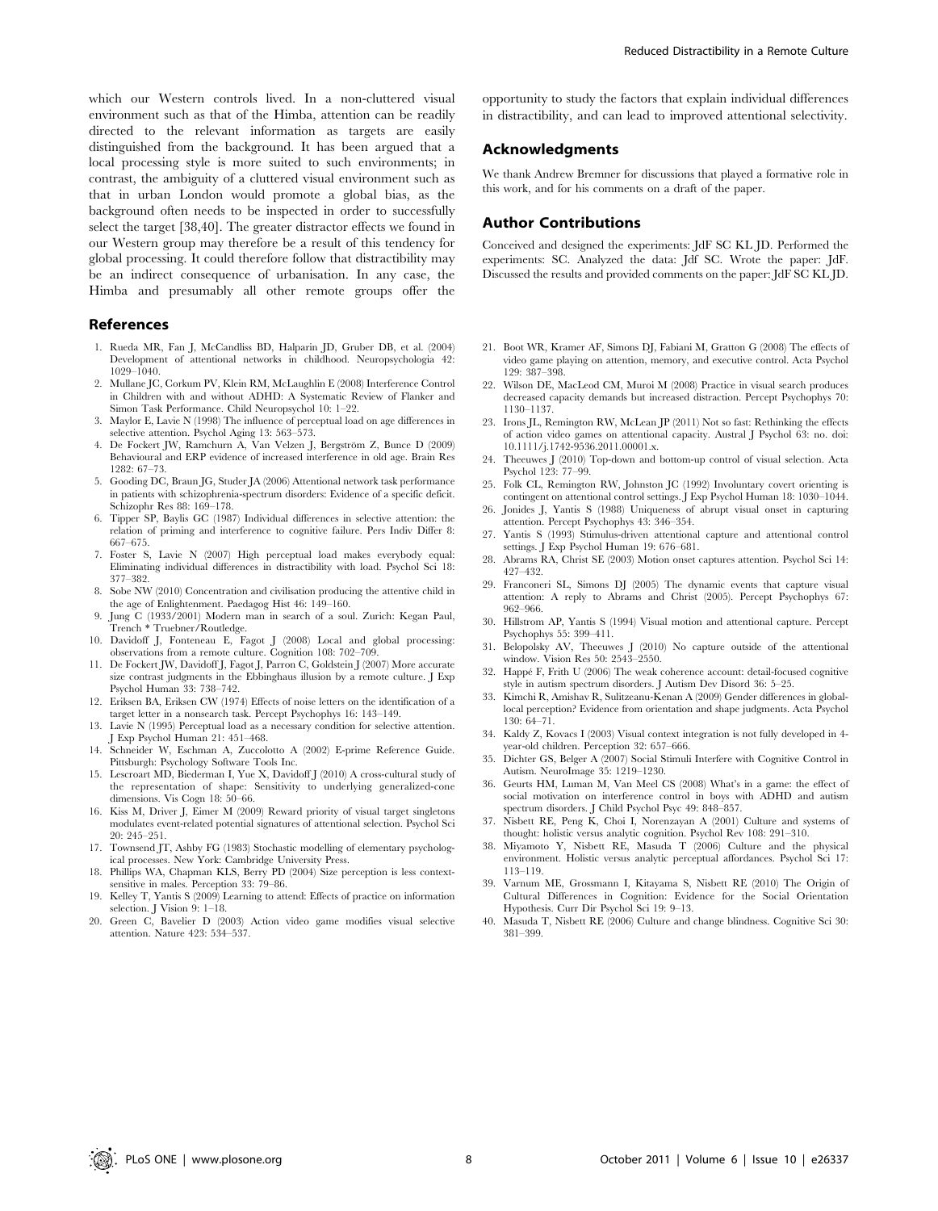which our Western controls lived. In a non-cluttered visual environment such as that of the Himba, attention can be readily directed to the relevant information as targets are easily distinguished from the background. It has been argued that a local processing style is more suited to such environments; in contrast, the ambiguity of a cluttered visual environment such as that in urban London would promote a global bias, as the background often needs to be inspected in order to successfully select the target [38,40]. The greater distractor effects we found in our Western group may therefore be a result of this tendency for global processing. It could therefore follow that distractibility may be an indirect consequence of urbanisation. In any case, the Himba and presumably all other remote groups offer the opportunity to study the factors that explain individual differences in distractibility, and can lead to improved attentional selectivity.

## Acknowledgments

We thank Andrew Bremner for discussions that played a formative role in this work, and for his comments on a draft of the paper.

## Author Contributions

Conceived and designed the experiments: JdF SC KL JD. Performed the experiments: SC. Analyzed the data: Jdf SC. Wrote the paper: JdF. Discussed the results and provided comments on the paper: JdF SC KL JD.

## References

1. Rueda MR, Fan J, McCandliss BD, Halparin JD, Gruber DB, et al. (2004) Development of attentional networks in childhood. Neuropsychologia 42: 1029–1040.
2. Mullane JC, Corkum PV, Klein RM, McLaughlin E (2008) Interference Control in Children with and without ADHD: A Systematic Review of Flanker and Simon Task Performance. Child Neuropsychol 10: 1–22.
3. Maylor E, Lavie N (1998) The influence of perceptual load on age differences in selective attention. Psychol Aging 13: 563–573.
4. De Fockert JW, Ramchurn A, Van Velzen J, Bergström Z, Bunce D (2009) Behavioural and ERP evidence of increased interference in old age. Brain Res 1282: 67–73.
5. Gooding DC, Braun JG, Studer JA (2006) Attentional network task performance in patients with schizophrenia-spectrum disorders: Evidence of a specific deficit. Schizophr Res 88: 169–178.
6. Tipper SP, Baylis GC (1987) Individual differences in selective attention: the relation of priming and interference to cognitive failure. Pers Indiv Differ 8: 667–675.
7. Foster S, Lavie N (2007) High perceptual load makes everybody equal: Eliminating individual differences in distractibility with load. Psychol Sci 18: 377–382.
8. Sobe NW (2010) Concentration and civilisation producing the attentive child in the age of Enlightenment. Paedagog Hist 46: 149–160.
9. Jung C (1933/2001) Modern man in search of a soul. Zurich: Kegan Paul, Trench * Truebner/Routledge.
10. Davidoff J, Fonteneau E, Fagot J (2008) Local and global processing: observations from a remote culture. Cognition 108: 702–709.
11. De Fockert JW, Davidoff J, Fagot J, Parron C, Goldstein J (2007) More accurate size contrast judgments in the Ebbinghaus illusion by a remote culture. J Exp Psychol Human 33: 738–742.
12. Eriksen BA, Eriksen CW (1974) Effects of noise letters on the identification of a target letter in a nonsearch task. Percept Psychophys 16: 143–149.
13. Lavie N (1995) Perceptual load as a necessary condition for selective attention. J Exp Psychol Human 21: 451–468.
14. Schneider W, Eschman A, Zuccolotto A (2002) E-prime Reference Guide. Pittsburgh: Psychology Software Tools Inc.
15. Lescroart MD, Biederman I, Yue X, Davidoff J (2010) A cross-cultural study of the representation of shape: Sensitivity to underlying generalized-cone dimensions. Vis Cogn 18: 50–66.
16. Kiss M, Driver J, Eimer M (2009) Reward priority of visual target singletons modulates event-related potential signatures of attentional selection. Psychol Sci 20: 245–251.
17. Townsend JT, Ashby FG (1983) Stochastic modelling of elementary psychological processes. New York: Cambridge University Press.
18. Phillips WA, Chapman KLS, Berry PD (2004) Size perception is less context-sensitive in males. Perception 33: 79–86.
19. Kelley T, Yantis S (2009) Learning to attend: Effects of practice on information selection. J Vision 9: 1–18.
20. Green C, Bavelier D (2003) Action video game modifies visual selective attention. Nature 423: 534–537.
21. Boot WR, Kramer AF, Simons DJ, Fabiani M, Gratton G (2008) The effects of video game playing on attention, memory, and executive control. Acta Psychol 129: 387–398.
22. Wilson DE, MacLeod CM, Muroi M (2008) Practice in visual search produces decreased capacity demands but increased distraction. Percept Psychophys 70: 1130–1137.
23. Irons JL, Remington RW, McLean JP (2011) Not so fast: Rethinking the effects of action video games on attentional capacity. Austral J Psychol 63: no. doi: 10.1111/j.1742-9536.2011.00001.x.
24. Theeuwes J (2010) Top-down and bottom-up control of visual selection. Acta Psychol 123: 77–99.
25. Folk CL, Remington RW, Johnston JC (1992) Involuntary covert orienting is contingent on attentional control settings. J Exp Psychol Human 18: 1030–1044.
26. Jonides J, Yantis S (1988) Uniqueness of abrupt visual onset in capturing attention. Percept Psychophys 43: 346–354.
27. Yantis S (1993) Stimulus-driven attentional capture and attentional control settings. J Exp Psychol Human 19: 676–681.
28. Abrams RA, Christ SE (2003) Motion onset captures attention. Psychol Sci 14: 427–432.
29. Franconeri SL, Simons DJ (2005) The dynamic events that capture visual attention: A reply to Abrams and Christ (2005). Percept Psychophys 67: 962–966.
30. Hillstrom AP, Yantis S (1994) Visual motion and attentional capture. Percept Psychophys 55: 399–411.
31. Belopolsky AV, Theeuwes J (2010) No capture outside of the attentional window. Vision Res 50: 2543–2550.
32. Happé F, Frith U (2006) The weak coherence account: detail-focused cognitive style in autism spectrum disorders. J Autism Dev Disord 36: 5–25.
33. Kimchi R, Amishav R, Sulitzeanu-Kenan A (2009) Gender differences in global-local perception? Evidence from orientation and shape judgments. Acta Psychol 130: 64–71.
34. Kaldy Z, Kovacs I (2003) Visual context integration is not fully developed in 4-year-old children. Perception 32: 657–666.
35. Dichter GS, Belger A (2007) Social Stimuli Interfere with Cognitive Control in Autism. NeuroImage 35: 1219–1230.
36. Geurts HM, Luman M, Van Meel CS (2008) What's in a game: the effect of social motivation on interference control in boys with ADHD and autism spectrum disorders. J Child Psychol Psyc 49: 848–857.
37. Nisbett RE, Peng K, Choi I, Norenzayan A (2001) Culture and systems of thought: holistic versus analytic cognition. Psychol Rev 108: 291–310.
38. Miyamoto Y, Nisbett RE, Masuda T (2006) Culture and the physical environment. Holistic versus analytic perceptual affordances. Psychol Sci 17: 113–119.
39. Varnum ME, Grossmann I, Kitayama S, Nisbett RE (2010) The Origin of Cultural Differences in Cognition: Evidence for the Social Orientation Hypothesis. Curr Dir Psychol Sci 19: 9–13.
40. Masuda T, Nisbett RE (2006) Culture and change blindness. Cognitive Sci 30: 381–399.